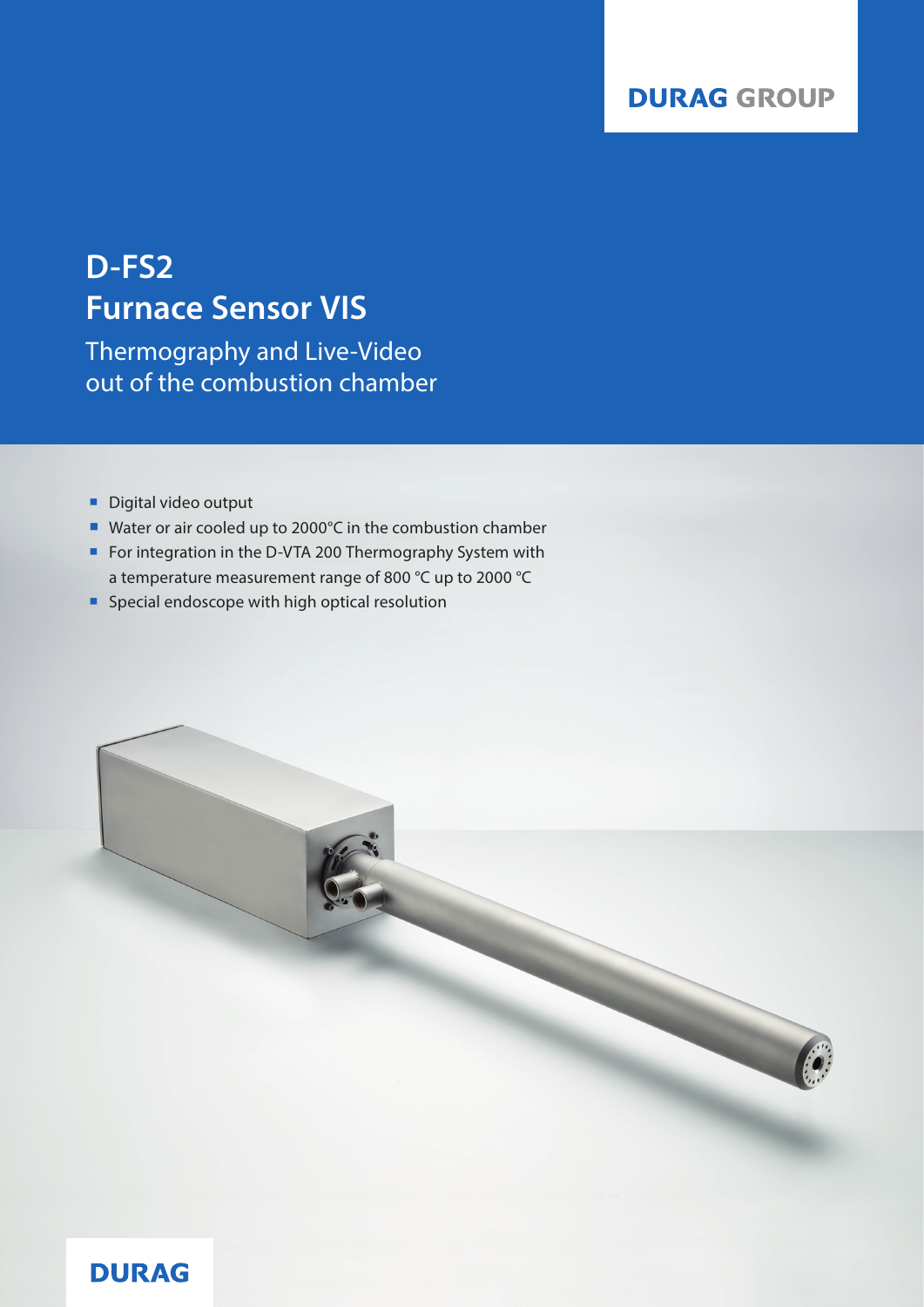DURAG GROUP

# D-FS2
# Furnace Sensor VIS

## Thermography and Live-Video out of the combustion chamber

- Digital video output
- Water or air cooled up to 2000°C in the combustion chamber
- For integration in the D-VTA 200 Thermography System with a temperature measurement range of 800 °C up to 2000 °C
- Special endoscope with high optical resolution

DURAG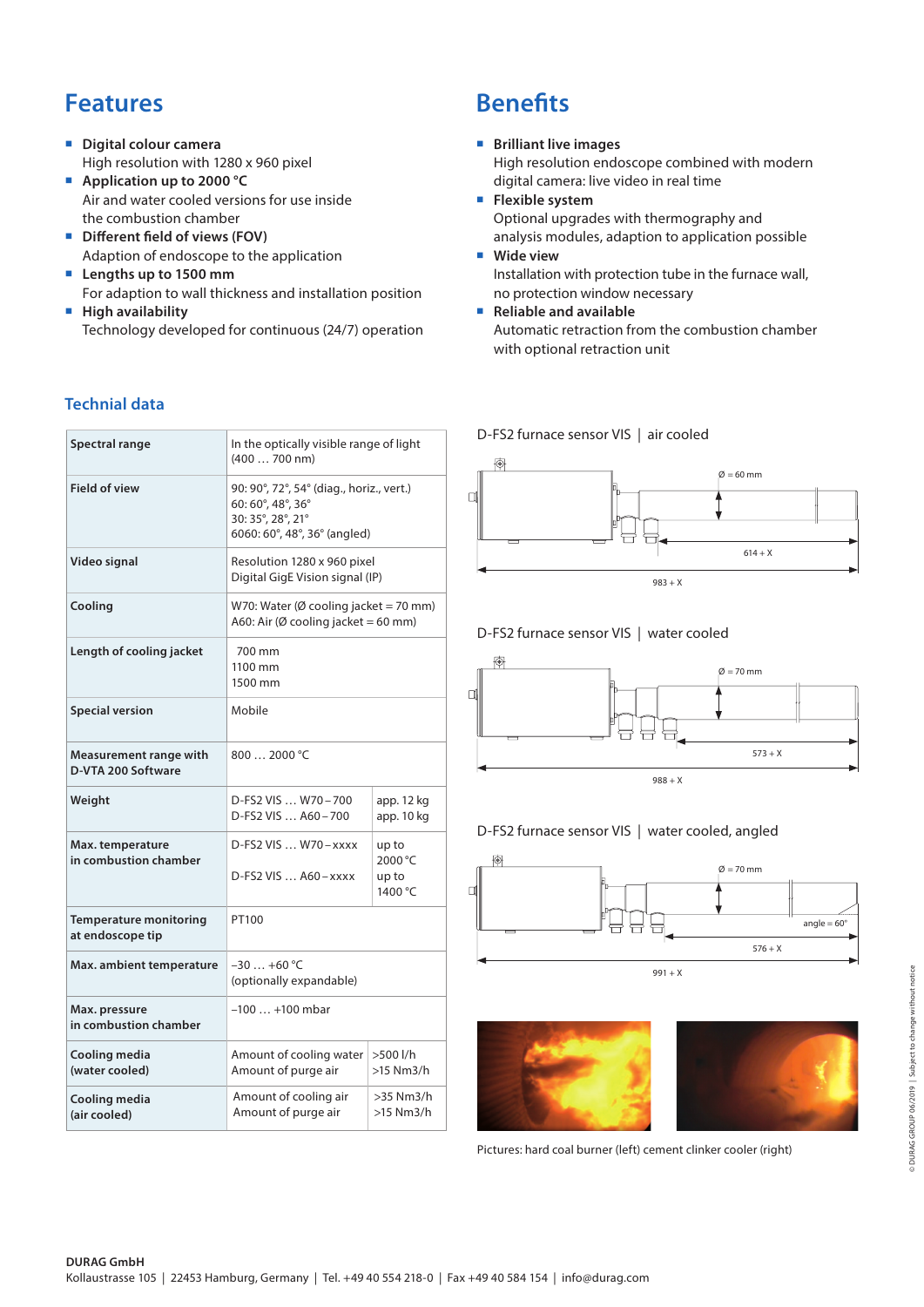## Features

- **Digital colour camera**
  High resolution with 1280 x 960 pixel
- **Application up to 2000 °C**
  Air and water cooled versions for use inside the combustion chamber
- **Different field of views (FOV)**
  Adaption of endoscope to the application
- **Lengths up to 1500 mm**
  For adaption to wall thickness and installation position
- **High availability**
  Technology developed for continuous (24/7) operation

## Benefits

- **Brilliant live images**
  High resolution endoscope combined with modern digital camera: live video in real time
- **Flexible system**
  Optional upgrades with thermography and analysis modules, adaption to application possible
- **Wide view**
  Installation with protection tube in the furnace wall, no protection window necessary
- **Reliable and available**
  Automatic retraction from the combustion chamber with optional retraction unit

### Technial data

| | | |
|---|---|---|
| **Spectral range** | In the optically visible range of light (400 … 700 nm) | |
| **Field of view** | 90: 90°, 72°, 54° (diag., horiz., vert.)<br>60: 60°, 48°, 36°<br>30: 35°, 28°, 21°<br>6060: 60°, 48°, 36° (angled) | |
| **Video signal** | Resolution 1280 x 960 pixel<br>Digital GigE Vision signal (IP) | |
| **Cooling** | W70: Water (Ø cooling jacket = 70 mm)<br>A60: Air (Ø cooling jacket = 60 mm) | |
| **Length of cooling jacket** | 700 mm<br>1100 mm<br>1500 mm | |
| **Special version** | Mobile | |
| **Measurement range with D-VTA 200 Software** | 800 … 2000 °C | |
| **Weight** | D-FS2 VIS … W70 – 700<br>D-FS2 VIS … A60 – 700 | app. 12 kg<br>app. 10 kg |
| **Max. temperature in combustion chamber** | D-FS2 VIS … W70 – xxxx<br>D-FS2 VIS … A60 – xxxx | up to 2000 °C<br>up to 1400 °C |
| **Temperature monitoring at endoscope tip** | PT100 | |
| **Max. ambient temperature** | –30 … +60 °C<br>(optionally expandable) | |
| **Max. pressure in combustion chamber** | –100 … +100 mbar | |
| **Cooling media (water cooled)** | Amount of cooling water<br>Amount of purge air | >500 l/h<br>>15 Nm3/h |
| **Cooling media (air cooled)** | Amount of cooling air<br>Amount of purge air | >35 Nm3/h<br>>15 Nm3/h |

D-FS2 furnace sensor VIS | air cooled

Ø = 60 mm
614 + X
983 + X

D-FS2 furnace sensor VIS | water cooled

Ø = 70 mm
573 + X
988 + X

D-FS2 furnace sensor VIS | water cooled, angled

Ø = 70 mm
angle = 60°
576 + X
991 + X

Pictures: hard coal burner (left) cement clinker cooler (right)

© DURAG GROUP 06/2019 | Subject to change without notice

**DURAG GmbH**
Kollaustrasse 105 | 22453 Hamburg, Germany | Tel. +49 40 554 218-0 | Fax +49 40 584 154 | info@durag.com